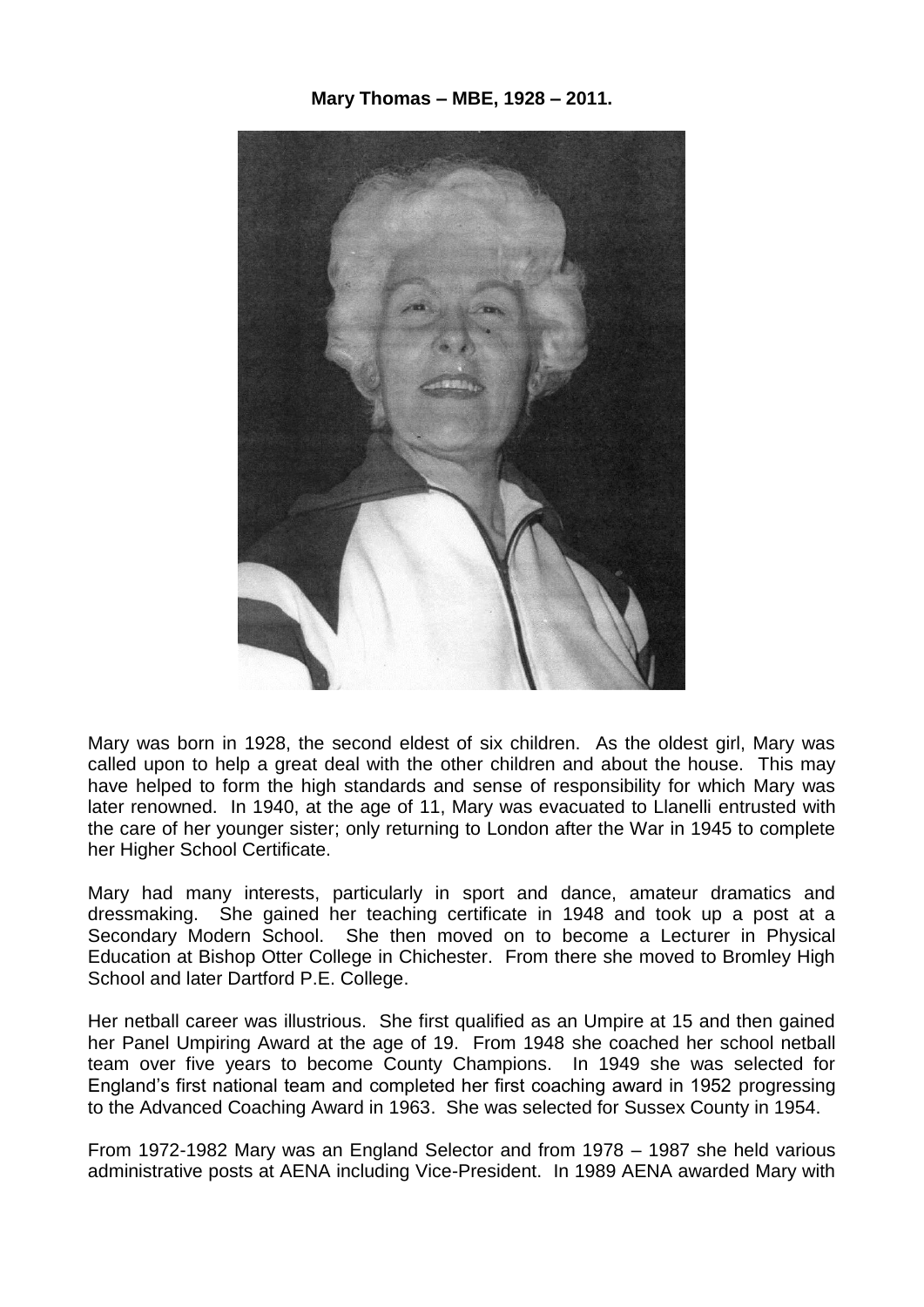**Mary Thomas – MBE, 1928 – 2011.**

Mary was born in 1928, the second eldest of six children. As the oldest girl, Mary was called upon to help a great deal with the other children and about the house. This may have helped to form the high standards and sense of responsibility for which Mary was later renowned. In 1940, at the age of 11, Mary was evacuated to Llanelli entrusted with the care of her younger sister; only returning to London after the War in 1945 to complete her Higher School Certificate.

Mary had many interests, particularly in sport and dance, amateur dramatics and dressmaking. She gained her teaching certificate in 1948 and took up a post at a Secondary Modern School. She then moved on to become a Lecturer in Physical Education at Bishop Otter College in Chichester. From there she moved to Bromley High School and later Dartford P.E. College.

Her netball career was illustrious. She first qualified as an Umpire at 15 and then gained her Panel Umpiring Award at the age of 19. From 1948 she coached her school netball team over five years to become County Champions. In 1949 she was selected for England's first national team and completed her first coaching award in 1952 progressing to the Advanced Coaching Award in 1963. She was selected for Sussex County in 1954.

From 1972-1982 Mary was an England Selector and from 1978 – 1987 she held various administrative posts at AENA including Vice-President. In 1989 AENA awarded Mary with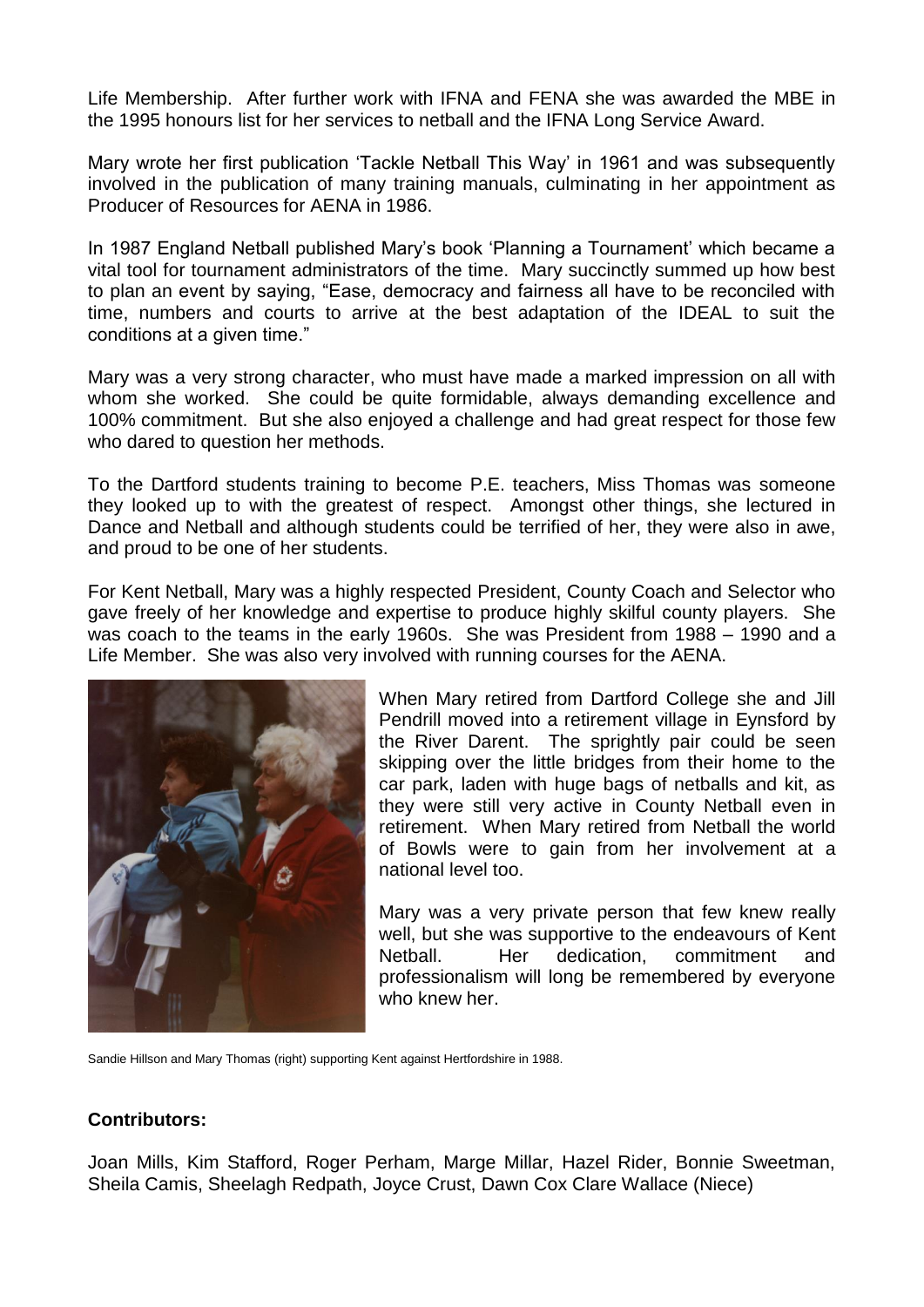Life Membership. After further work with IFNA and FENA she was awarded the MBE in the 1995 honours list for her services to netball and the IFNA Long Service Award.

Mary wrote her first publication 'Tackle Netball This Way' in 1961 and was subsequently involved in the publication of many training manuals, culminating in her appointment as Producer of Resources for AENA in 1986.

In 1987 England Netball published Mary's book 'Planning a Tournament' which became a vital tool for tournament administrators of the time. Mary succinctly summed up how best to plan an event by saying, "Ease, democracy and fairness all have to be reconciled with time, numbers and courts to arrive at the best adaptation of the IDEAL to suit the conditions at a given time."

Mary was a very strong character, who must have made a marked impression on all with whom she worked. She could be quite formidable, always demanding excellence and 100% commitment. But she also enjoyed a challenge and had great respect for those few who dared to question her methods.

To the Dartford students training to become P.E. teachers, Miss Thomas was someone they looked up to with the greatest of respect. Amongst other things, she lectured in Dance and Netball and although students could be terrified of her, they were also in awe, and proud to be one of her students.

For Kent Netball, Mary was a highly respected President, County Coach and Selector who gave freely of her knowledge and expertise to produce highly skilful county players. She was coach to the teams in the early 1960s. She was President from 1988 – 1990 and a Life Member. She was also very involved with running courses for the AENA.

When Mary retired from Dartford College she and Jill Pendrill moved into a retirement village in Eynsford by the River Darent. The sprightly pair could be seen skipping over the little bridges from their home to the car park, laden with huge bags of netballs and kit, as they were still very active in County Netball even in retirement. When Mary retired from Netball the world of Bowls were to gain from her involvement at a national level too.

Mary was a very private person that few knew really well, but she was supportive to the endeavours of Kent Netball. Her dedication, commitment and professionalism will long be remembered by everyone who knew her.

Sandie Hillson and Mary Thomas (right) supporting Kent against Hertfordshire in 1988.

**Contributors:**

Joan Mills, Kim Stafford, Roger Perham, Marge Millar, Hazel Rider, Bonnie Sweetman, Sheila Camis, Sheelagh Redpath, Joyce Crust, Dawn Cox Clare Wallace (Niece)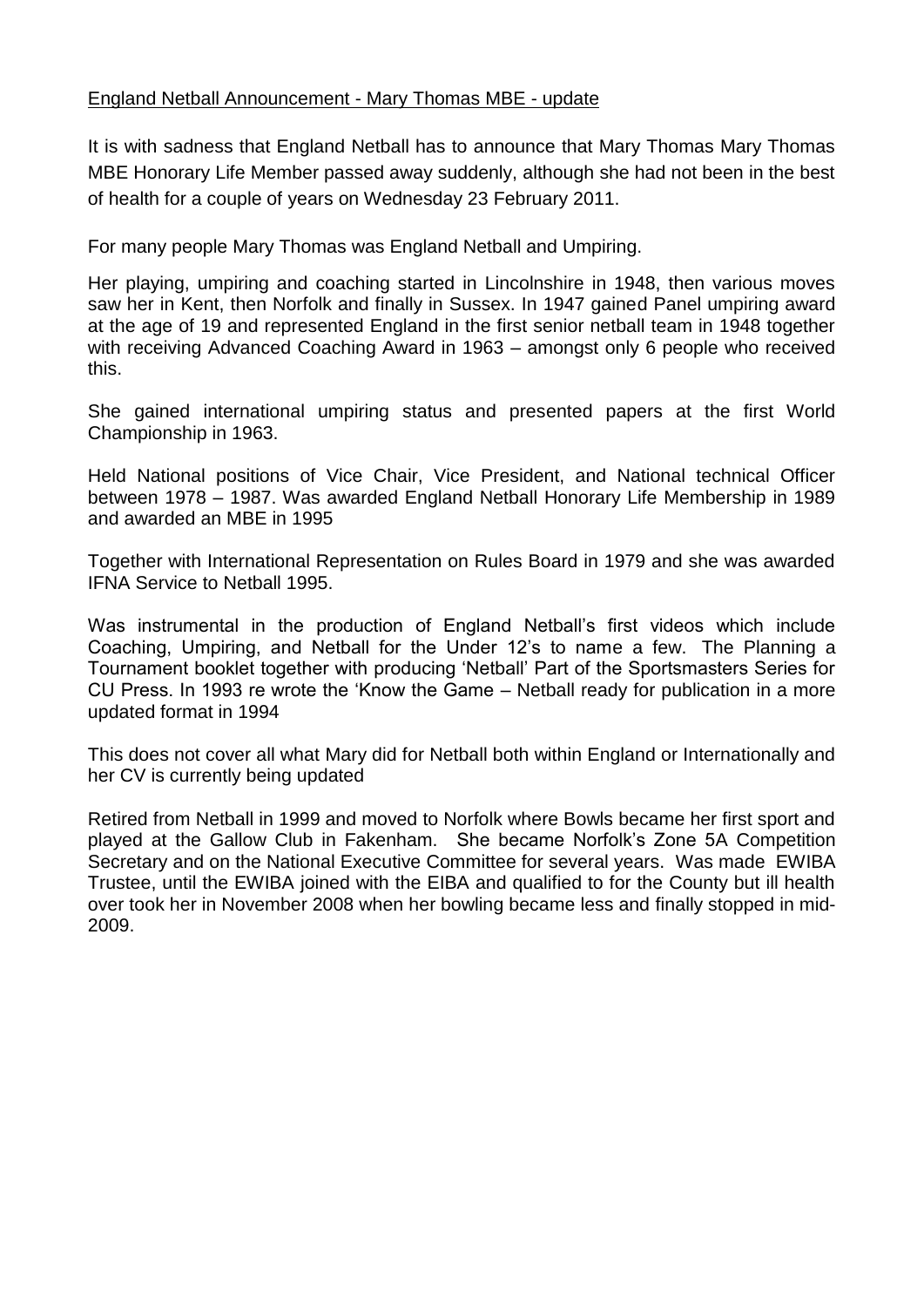England Netball Announcement - Mary Thomas MBE - update

It is with sadness that England Netball has to announce that Mary Thomas Mary Thomas MBE Honorary Life Member passed away suddenly, although she had not been in the best of health for a couple of years on Wednesday 23 February 2011.

For many people Mary Thomas was England Netball and Umpiring.

Her playing, umpiring and coaching started in Lincolnshire in 1948, then various moves saw her in Kent, then Norfolk and finally in Sussex. In 1947 gained Panel umpiring award at the age of 19 and represented England in the first senior netball team in 1948 together with receiving Advanced Coaching Award in 1963 – amongst only 6 people who received this.

She gained international umpiring status and presented papers at the first World Championship in 1963.

Held National positions of Vice Chair, Vice President, and National technical Officer between 1978 – 1987. Was awarded England Netball Honorary Life Membership in 1989 and awarded an MBE in 1995

Together with International Representation on Rules Board in 1979 and she was awarded IFNA Service to Netball 1995.

Was instrumental in the production of England Netball's first videos which include Coaching, Umpiring, and Netball for the Under 12's to name a few. The Planning a Tournament booklet together with producing 'Netball' Part of the Sportsmasters Series for CU Press. In 1993 re wrote the 'Know the Game – Netball ready for publication in a more updated format in 1994

This does not cover all what Mary did for Netball both within England or Internationally and her CV is currently being updated

Retired from Netball in 1999 and moved to Norfolk where Bowls became her first sport and played at the Gallow Club in Fakenham. She became Norfolk's Zone 5A Competition Secretary and on the National Executive Committee for several years. Was made EWIBA Trustee, until the EWIBA joined with the EIBA and qualified to for the County but ill health over took her in November 2008 when her bowling became less and finally stopped in mid-2009.